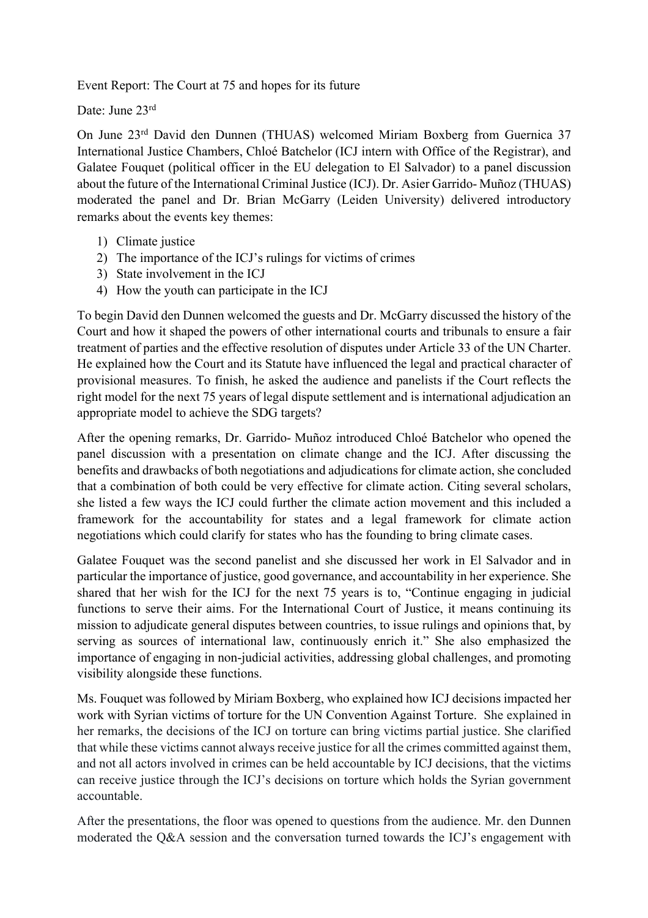Event Report: The Court at 75 and hopes for its future

Date: June 23rd

On June 23rd David den Dunnen (THUAS) welcomed Miriam Boxberg from Guernica 37 International Justice Chambers, Chloé Batchelor (ICJ intern with Office of the Registrar), and Galatee Fouquet (political officer in the EU delegation to El Salvador) to a panel discussion about the future of the International Criminal Justice (ICJ). Dr. Asier Garrido- Muñoz (THUAS) moderated the panel and Dr. Brian McGarry (Leiden University) delivered introductory remarks about the events key themes:

1) Climate justice
2) The importance of the ICJ's rulings for victims of crimes
3) State involvement in the ICJ
4) How the youth can participate in the ICJ

To begin David den Dunnen welcomed the guests and Dr. McGarry discussed the history of the Court and how it shaped the powers of other international courts and tribunals to ensure a fair treatment of parties and the effective resolution of disputes under Article 33 of the UN Charter. He explained how the Court and its Statute have influenced the legal and practical character of provisional measures. To finish, he asked the audience and panelists if the Court reflects the right model for the next 75 years of legal dispute settlement and is international adjudication an appropriate model to achieve the SDG targets?

After the opening remarks, Dr. Garrido- Muñoz introduced Chloé Batchelor who opened the panel discussion with a presentation on climate change and the ICJ. After discussing the benefits and drawbacks of both negotiations and adjudications for climate action, she concluded that a combination of both could be very effective for climate action. Citing several scholars, she listed a few ways the ICJ could further the climate action movement and this included a framework for the accountability for states and a legal framework for climate action negotiations which could clarify for states who has the founding to bring climate cases.

Galatee Fouquet was the second panelist and she discussed her work in El Salvador and in particular the importance of justice, good governance, and accountability in her experience. She shared that her wish for the ICJ for the next 75 years is to, "Continue engaging in judicial functions to serve their aims. For the International Court of Justice, it means continuing its mission to adjudicate general disputes between countries, to issue rulings and opinions that, by serving as sources of international law, continuously enrich it." She also emphasized the importance of engaging in non-judicial activities, addressing global challenges, and promoting visibility alongside these functions.

Ms. Fouquet was followed by Miriam Boxberg, who explained how ICJ decisions impacted her work with Syrian victims of torture for the UN Convention Against Torture. She explained in her remarks, the decisions of the ICJ on torture can bring victims partial justice. She clarified that while these victims cannot always receive justice for all the crimes committed against them, and not all actors involved in crimes can be held accountable by ICJ decisions, that the victims can receive justice through the ICJ's decisions on torture which holds the Syrian government accountable.

After the presentations, the floor was opened to questions from the audience. Mr. den Dunnen moderated the Q&A session and the conversation turned towards the ICJ's engagement with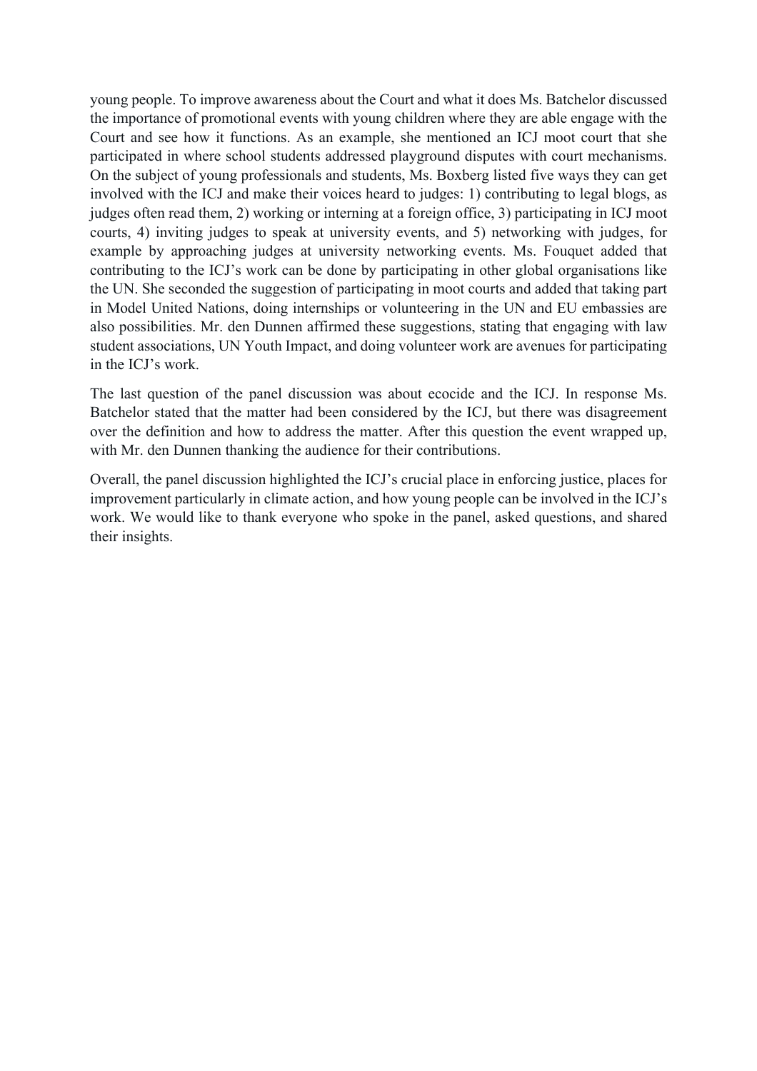young people. To improve awareness about the Court and what it does Ms. Batchelor discussed the importance of promotional events with young children where they are able engage with the Court and see how it functions. As an example, she mentioned an ICJ moot court that she participated in where school students addressed playground disputes with court mechanisms. On the subject of young professionals and students, Ms. Boxberg listed five ways they can get involved with the ICJ and make their voices heard to judges: 1) contributing to legal blogs, as judges often read them, 2) working or interning at a foreign office, 3) participating in ICJ moot courts, 4) inviting judges to speak at university events, and 5) networking with judges, for example by approaching judges at university networking events. Ms. Fouquet added that contributing to the ICJ's work can be done by participating in other global organisations like the UN. She seconded the suggestion of participating in moot courts and added that taking part in Model United Nations, doing internships or volunteering in the UN and EU embassies are also possibilities. Mr. den Dunnen affirmed these suggestions, stating that engaging with law student associations, UN Youth Impact, and doing volunteer work are avenues for participating in the ICJ's work.

The last question of the panel discussion was about ecocide and the ICJ. In response Ms. Batchelor stated that the matter had been considered by the ICJ, but there was disagreement over the definition and how to address the matter. After this question the event wrapped up, with Mr. den Dunnen thanking the audience for their contributions.

Overall, the panel discussion highlighted the ICJ's crucial place in enforcing justice, places for improvement particularly in climate action, and how young people can be involved in the ICJ's work. We would like to thank everyone who spoke in the panel, asked questions, and shared their insights.